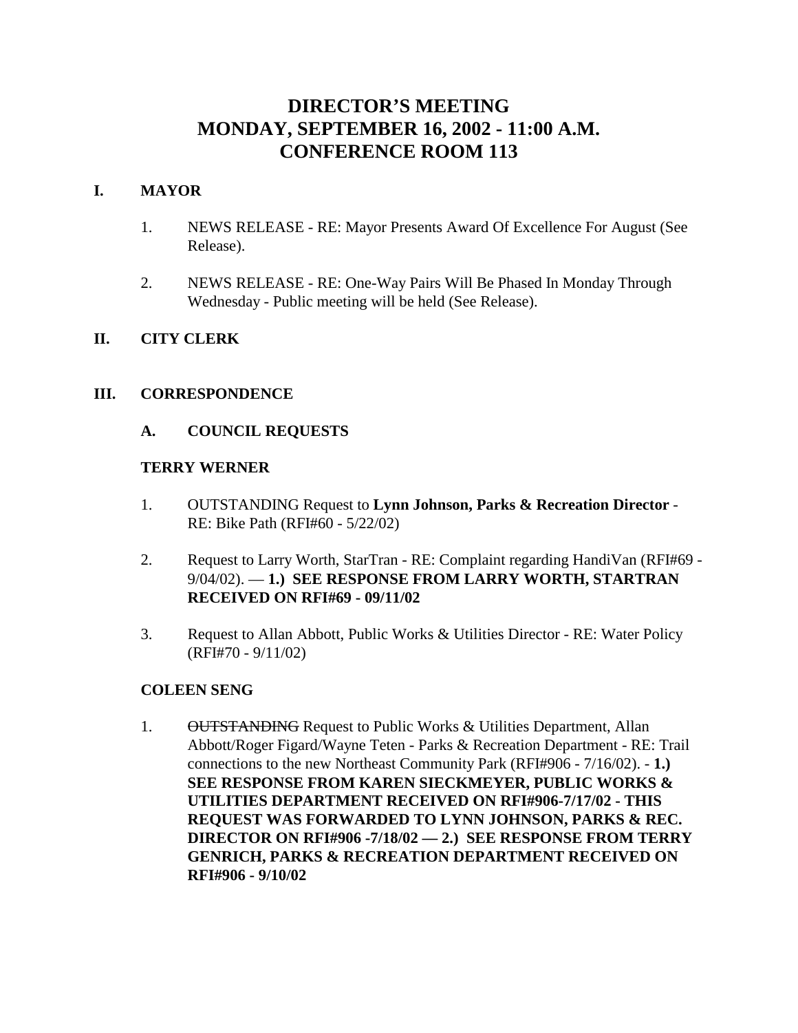# DIRECTOR'S MEETING
# MONDAY, SEPTEMBER 16, 2002 - 11:00 A.M.
# CONFERENCE ROOM 113

## I. MAYOR

1. NEWS RELEASE - RE: Mayor Presents Award Of Excellence For August (See Release).

2. NEWS RELEASE - RE: One-Way Pairs Will Be Phased In Monday Through Wednesday - Public meeting will be held (See Release).

## II. CITY CLERK

## III. CORRESPONDENCE

### A. COUNCIL REQUESTS

**TERRY WERNER**

1. OUTSTANDING Request to **Lynn Johnson, Parks & Recreation Director** - RE: Bike Path (RFI#60 - 5/22/02)

2. Request to Larry Worth, StarTran - RE: Complaint regarding HandiVan (RFI#69 - 9/04/02). — **1.) SEE RESPONSE FROM LARRY WORTH, STARTRAN RECEIVED ON RFI#69 - 09/11/02**

3. Request to Allan Abbott, Public Works & Utilities Director - RE: Water Policy (RFI#70 - 9/11/02)

**COLEEN SENG**

1. ~~OUTSTANDING~~ Request to Public Works & Utilities Department, Allan Abbott/Roger Figard/Wayne Teten - Parks & Recreation Department - RE: Trail connections to the new Northeast Community Park (RFI#906 - 7/16/02). - **1.) SEE RESPONSE FROM KAREN SIECKMEYER, PUBLIC WORKS & UTILITIES DEPARTMENT RECEIVED ON RFI#906-7/17/02 - THIS REQUEST WAS FORWARDED TO LYNN JOHNSON, PARKS & REC. DIRECTOR ON RFI#906 -7/18/02 — 2.) SEE RESPONSE FROM TERRY GENRICH, PARKS & RECREATION DEPARTMENT RECEIVED ON RFI#906 - 9/10/02**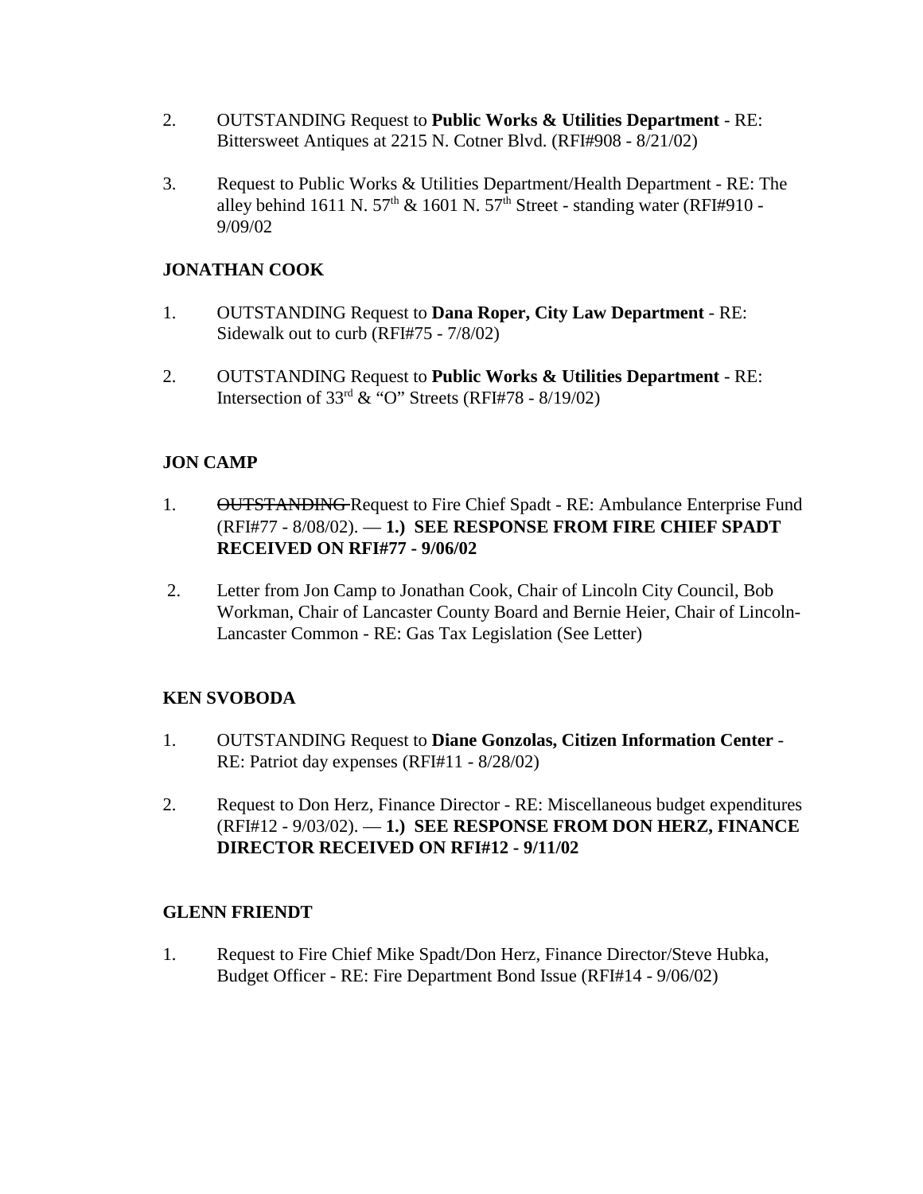2. OUTSTANDING Request to **Public Works & Utilities Department** - RE: Bittersweet Antiques at 2215 N. Cotner Blvd. (RFI#908 - 8/21/02)

3. Request to Public Works & Utilities Department/Health Department - RE: The alley behind 1611 N. 57th & 1601 N. 57th Street - standing water (RFI#910 - 9/09/02

**JONATHAN COOK**

1. OUTSTANDING Request to **Dana Roper, City Law Department** - RE: Sidewalk out to curb (RFI#75 - 7/8/02)

2. OUTSTANDING Request to **Public Works & Utilities Department** - RE: Intersection of 33rd & "O" Streets (RFI#78 - 8/19/02)

**JON CAMP**

1. ~~OUTSTANDING~~ Request to Fire Chief Spadt - RE: Ambulance Enterprise Fund (RFI#77 - 8/08/02). — **1.) SEE RESPONSE FROM FIRE CHIEF SPADT RECEIVED ON RFI#77 - 9/06/02**

2. Letter from Jon Camp to Jonathan Cook, Chair of Lincoln City Council, Bob Workman, Chair of Lancaster County Board and Bernie Heier, Chair of Lincoln-Lancaster Common - RE: Gas Tax Legislation (See Letter)

**KEN SVOBODA**

1. OUTSTANDING Request to **Diane Gonzolas, Citizen Information Center** - RE: Patriot day expenses (RFI#11 - 8/28/02)

2. Request to Don Herz, Finance Director - RE: Miscellaneous budget expenditures (RFI#12 - 9/03/02). — **1.) SEE RESPONSE FROM DON HERZ, FINANCE DIRECTOR RECEIVED ON RFI#12 - 9/11/02**

**GLENN FRIENDT**

1. Request to Fire Chief Mike Spadt/Don Herz, Finance Director/Steve Hubka, Budget Officer - RE: Fire Department Bond Issue (RFI#14 - 9/06/02)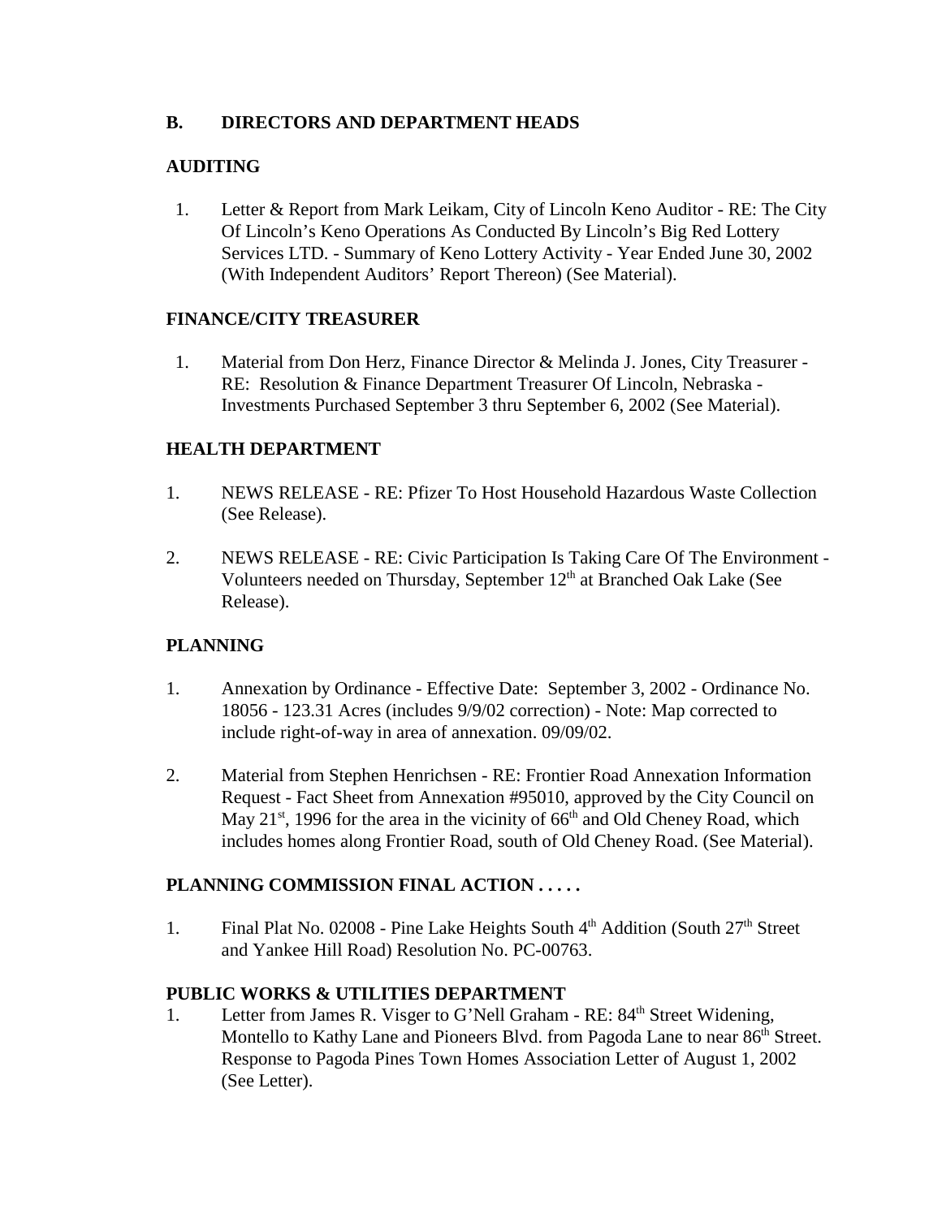## B. DIRECTORS AND DEPARTMENT HEADS

### AUDITING

1. Letter & Report from Mark Leikam, City of Lincoln Keno Auditor - RE: The City Of Lincoln's Keno Operations As Conducted By Lincoln's Big Red Lottery Services LTD. - Summary of Keno Lottery Activity - Year Ended June 30, 2002 (With Independent Auditors' Report Thereon) (See Material).

### FINANCE/CITY TREASURER

1. Material from Don Herz, Finance Director & Melinda J. Jones, City Treasurer - RE: Resolution & Finance Department Treasurer Of Lincoln, Nebraska - Investments Purchased September 3 thru September 6, 2002 (See Material).

### HEALTH DEPARTMENT

1. NEWS RELEASE - RE: Pfizer To Host Household Hazardous Waste Collection (See Release).

2. NEWS RELEASE - RE: Civic Participation Is Taking Care Of The Environment - Volunteers needed on Thursday, September 12th at Branched Oak Lake (See Release).

### PLANNING

1. Annexation by Ordinance - Effective Date: September 3, 2002 - Ordinance No. 18056 - 123.31 Acres (includes 9/9/02 correction) - Note: Map corrected to include right-of-way in area of annexation. 09/09/02.

2. Material from Stephen Henrichsen - RE: Frontier Road Annexation Information Request - Fact Sheet from Annexation #95010, approved by the City Council on May 21st, 1996 for the area in the vicinity of 66th and Old Cheney Road, which includes homes along Frontier Road, south of Old Cheney Road. (See Material).

### PLANNING COMMISSION FINAL ACTION . . . . .

1. Final Plat No. 02008 - Pine Lake Heights South 4th Addition (South 27th Street and Yankee Hill Road) Resolution No. PC-00763.

### PUBLIC WORKS & UTILITIES DEPARTMENT

1. Letter from James R. Visger to G'Nell Graham - RE: 84th Street Widening, Montello to Kathy Lane and Pioneers Blvd. from Pagoda Lane to near 86th Street. Response to Pagoda Pines Town Homes Association Letter of August 1, 2002 (See Letter).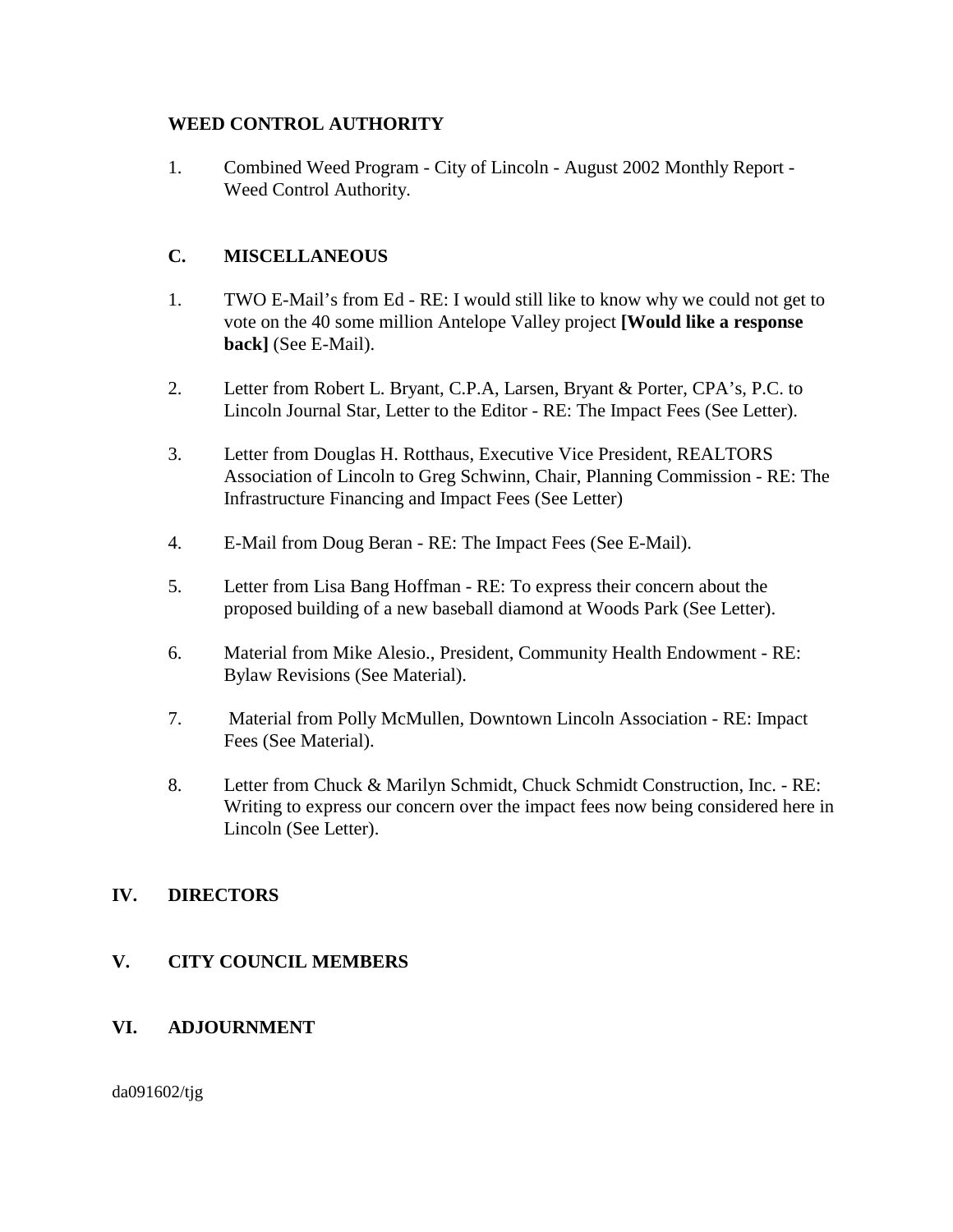**WEED CONTROL AUTHORITY**

1. Combined Weed Program - City of Lincoln - August 2002 Monthly Report - Weed Control Authority.

**C. MISCELLANEOUS**

1. TWO E-Mail's from Ed - RE: I would still like to know why we could not get to vote on the 40 some million Antelope Valley project **[Would like a response back]** (See E-Mail).

2. Letter from Robert L. Bryant, C.P.A, Larsen, Bryant & Porter, CPA's, P.C. to Lincoln Journal Star, Letter to the Editor - RE: The Impact Fees (See Letter).

3. Letter from Douglas H. Rotthaus, Executive Vice President, REALTORS Association of Lincoln to Greg Schwinn, Chair, Planning Commission - RE: The Infrastructure Financing and Impact Fees (See Letter)

4. E-Mail from Doug Beran - RE: The Impact Fees (See E-Mail).

5. Letter from Lisa Bang Hoffman - RE: To express their concern about the proposed building of a new baseball diamond at Woods Park (See Letter).

6. Material from Mike Alesio., President, Community Health Endowment - RE: Bylaw Revisions (See Material).

7. Material from Polly McMullen, Downtown Lincoln Association - RE: Impact Fees (See Material).

8. Letter from Chuck & Marilyn Schmidt, Chuck Schmidt Construction, Inc. - RE: Writing to express our concern over the impact fees now being considered here in Lincoln (See Letter).

**IV. DIRECTORS**

**V. CITY COUNCIL MEMBERS**

**VI. ADJOURNMENT**

da091602/tjg